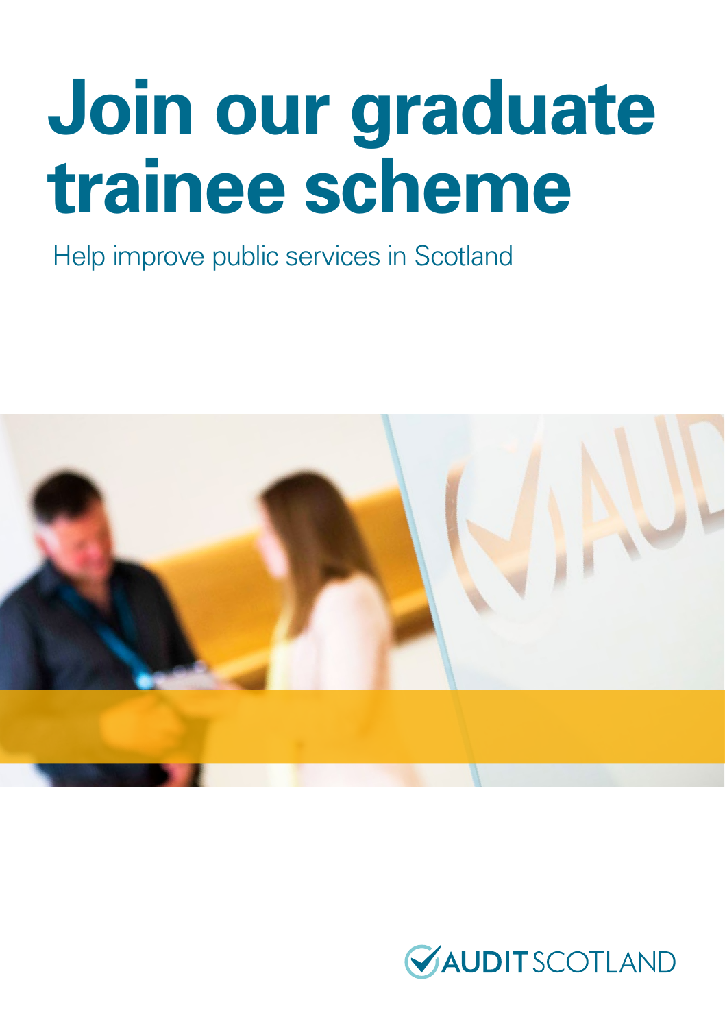# Join our graduate trainee scheme

Help improve public services in Scotland

AUDIT SCOTLAND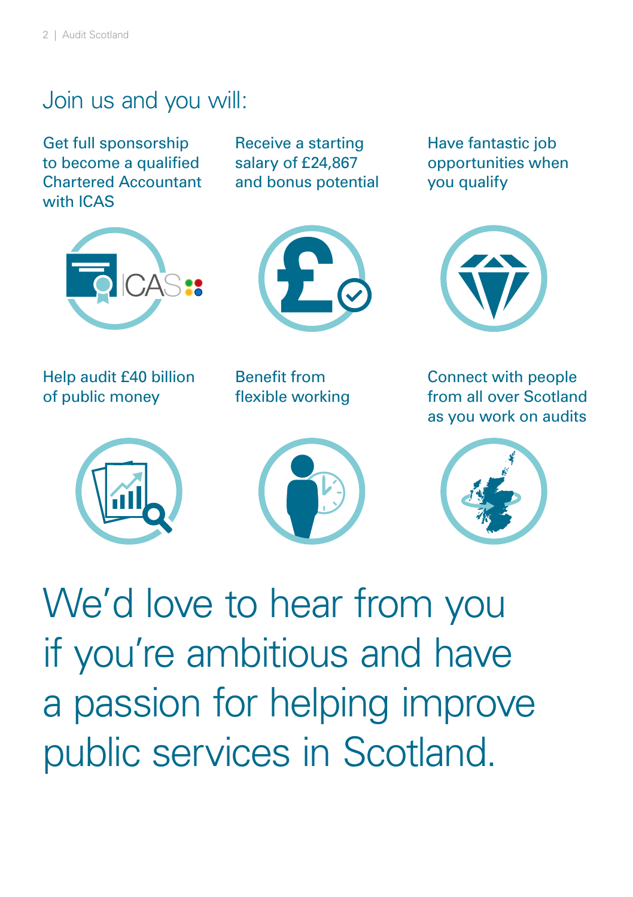## Join us and you will:

- Get full sponsorship to become a qualified Chartered Accountant with ICAS
- Receive a starting salary of £24,867 and bonus potential
- Have fantastic job opportunities when you qualify
- Help audit £40 billion of public money
- Benefit from flexible working
- Connect with people from all over Scotland as you work on audits

# We'd love to hear from you if you're ambitious and have a passion for helping improve public services in Scotland.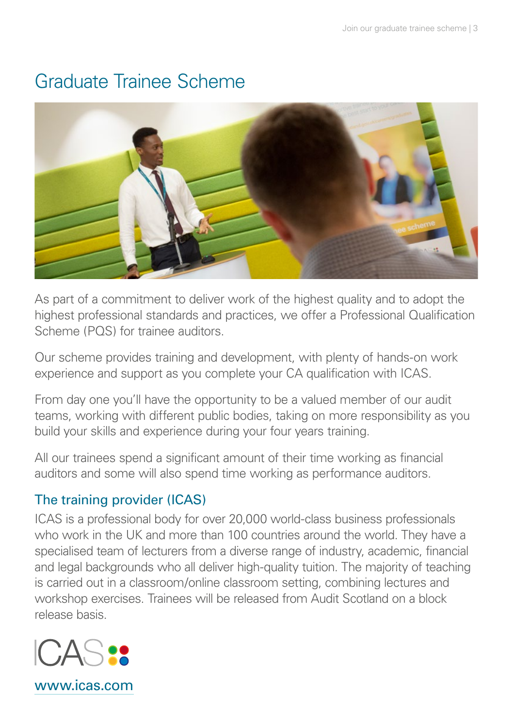# Graduate Trainee Scheme

As part of a commitment to deliver work of the highest quality and to adopt the highest professional standards and practices, we offer a Professional Qualification Scheme (PQS) for trainee auditors.

Our scheme provides training and development, with plenty of hands-on work experience and support as you complete your CA qualification with ICAS.

From day one you'll have the opportunity to be a valued member of our audit teams, working with different public bodies, taking on more responsibility as you build your skills and experience during your four years training.

All our trainees spend a significant amount of their time working as financial auditors and some will also spend time working as performance auditors.

## The training provider (ICAS)

ICAS is a professional body for over 20,000 world-class business professionals who work in the UK and more than 100 countries around the world. They have a specialised team of lecturers from a diverse range of industry, academic, financial and legal backgrounds who all deliver high-quality tuition. The majority of teaching is carried out in a classroom/online classroom setting, combining lectures and workshop exercises. Trainees will be released from Audit Scotland on a block release basis.

ICAS

www.icas.com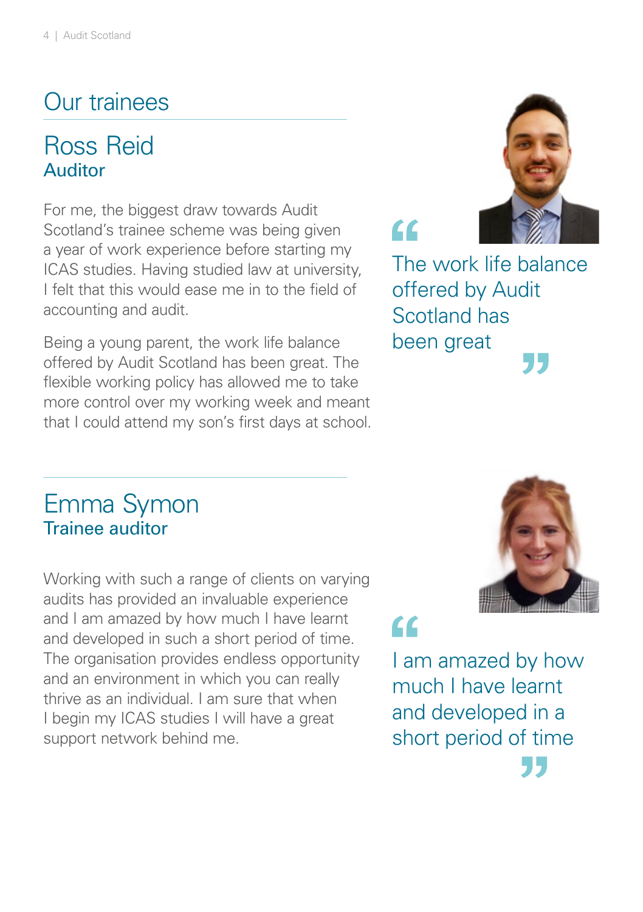# Our trainees

## Ross Reid
### Auditor

For me, the biggest draw towards Audit Scotland's trainee scheme was being given a year of work experience before starting my ICAS studies. Having studied law at university, I felt that this would ease me in to the field of accounting and audit.

Being a young parent, the work life balance offered by Audit Scotland has been great. The flexible working policy has allowed me to take more control over my working week and meant that I could attend my son's first days at school.

> "The work life balance offered by Audit Scotland has been great"

## Emma Symon
### Trainee auditor

Working with such a range of clients on varying audits has provided an invaluable experience and I am amazed by how much I have learnt and developed in such a short period of time. The organisation provides endless opportunity and an environment in which you can really thrive as an individual. I am sure that when I begin my ICAS studies I will have a great support network behind me.

> "I am amazed by how much I have learnt and developed in a short period of time"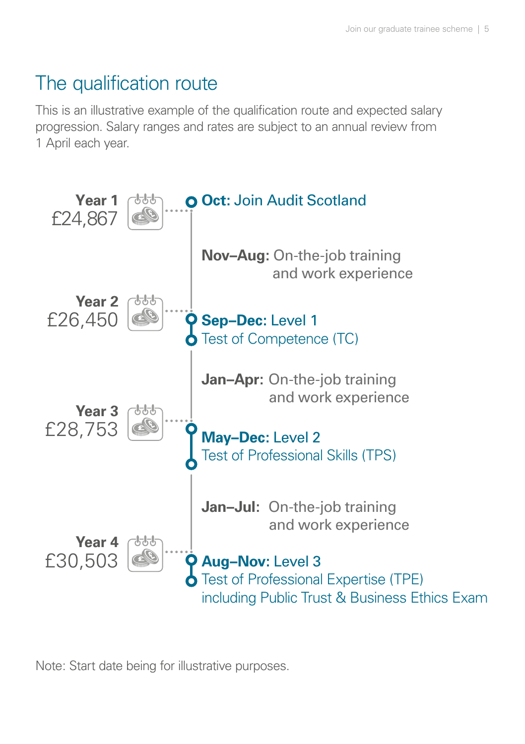## The qualification route

This is an illustrative example of the qualification route and expected salary progression. Salary ranges and rates are subject to an annual review from 1 April each year.

**Year 1**
£24,867

**Oct:** Join Audit Scotland

**Nov–Aug:** On-the-job training and work experience

**Year 2**
£26,450

**Sep–Dec:** Level 1
Test of Competence (TC)

**Jan–Apr:** On-the-job training and work experience

**Year 3**
£28,753

**May–Dec:** Level 2
Test of Professional Skills (TPS)

**Jan–Jul:** On-the-job training and work experience

**Year 4**
£30,503

**Aug–Nov:** Level 3
Test of Professional Expertise (TPE) including Public Trust & Business Ethics Exam

Note: Start date being for illustrative purposes.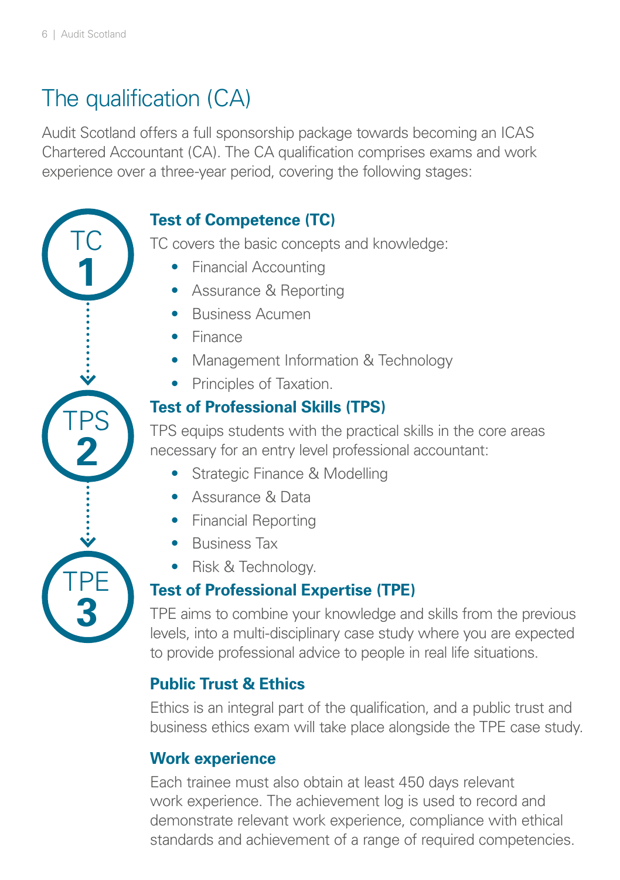# The qualification (CA)

Audit Scotland offers a full sponsorship package towards becoming an ICAS Chartered Accountant (CA). The CA qualification comprises exams and work experience over a three-year period, covering the following stages:

TC **1**

TPS **2**

TPE **3**

### Test of Competence (TC)

TC covers the basic concepts and knowledge:

- Financial Accounting
- Assurance & Reporting
- Business Acumen
- Finance
- Management Information & Technology
- Principles of Taxation.

### Test of Professional Skills (TPS)

TPS equips students with the practical skills in the core areas necessary for an entry level professional accountant:

- Strategic Finance & Modelling
- Assurance & Data
- Financial Reporting
- Business Tax
- Risk & Technology.

### Test of Professional Expertise (TPE)

TPE aims to combine your knowledge and skills from the previous levels, into a multi-disciplinary case study where you are expected to provide professional advice to people in real life situations.

### Public Trust & Ethics

Ethics is an integral part of the qualification, and a public trust and business ethics exam will take place alongside the TPE case study.

### Work experience

Each trainee must also obtain at least 450 days relevant work experience. The achievement log is used to record and demonstrate relevant work experience, compliance with ethical standards and achievement of a range of required competencies.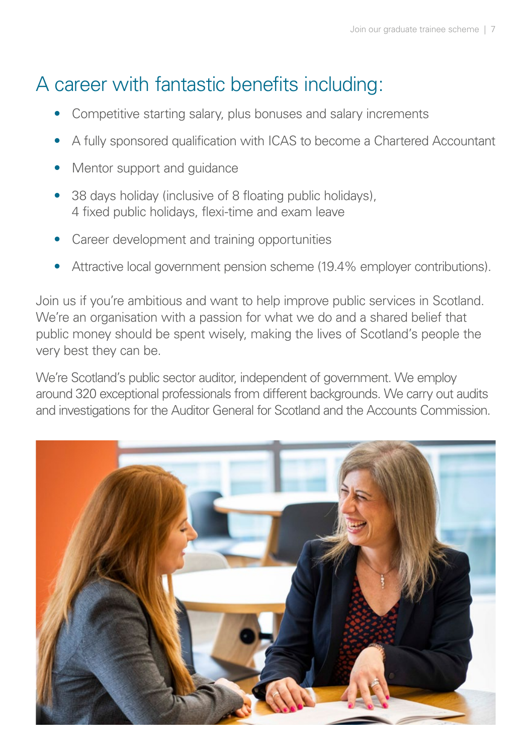# A career with fantastic benefits including:

- Competitive starting salary, plus bonuses and salary increments
- A fully sponsored qualification with ICAS to become a Chartered Accountant
- Mentor support and guidance
- 38 days holiday (inclusive of 8 floating public holidays), 4 fixed public holidays, flexi-time and exam leave
- Career development and training opportunities
- Attractive local government pension scheme (19.4% employer contributions).

Join us if you're ambitious and want to help improve public services in Scotland. We're an organisation with a passion for what we do and a shared belief that public money should be spent wisely, making the lives of Scotland's people the very best they can be.

We're Scotland's public sector auditor, independent of government. We employ around 320 exceptional professionals from different backgrounds. We carry out audits and investigations for the Auditor General for Scotland and the Accounts Commission.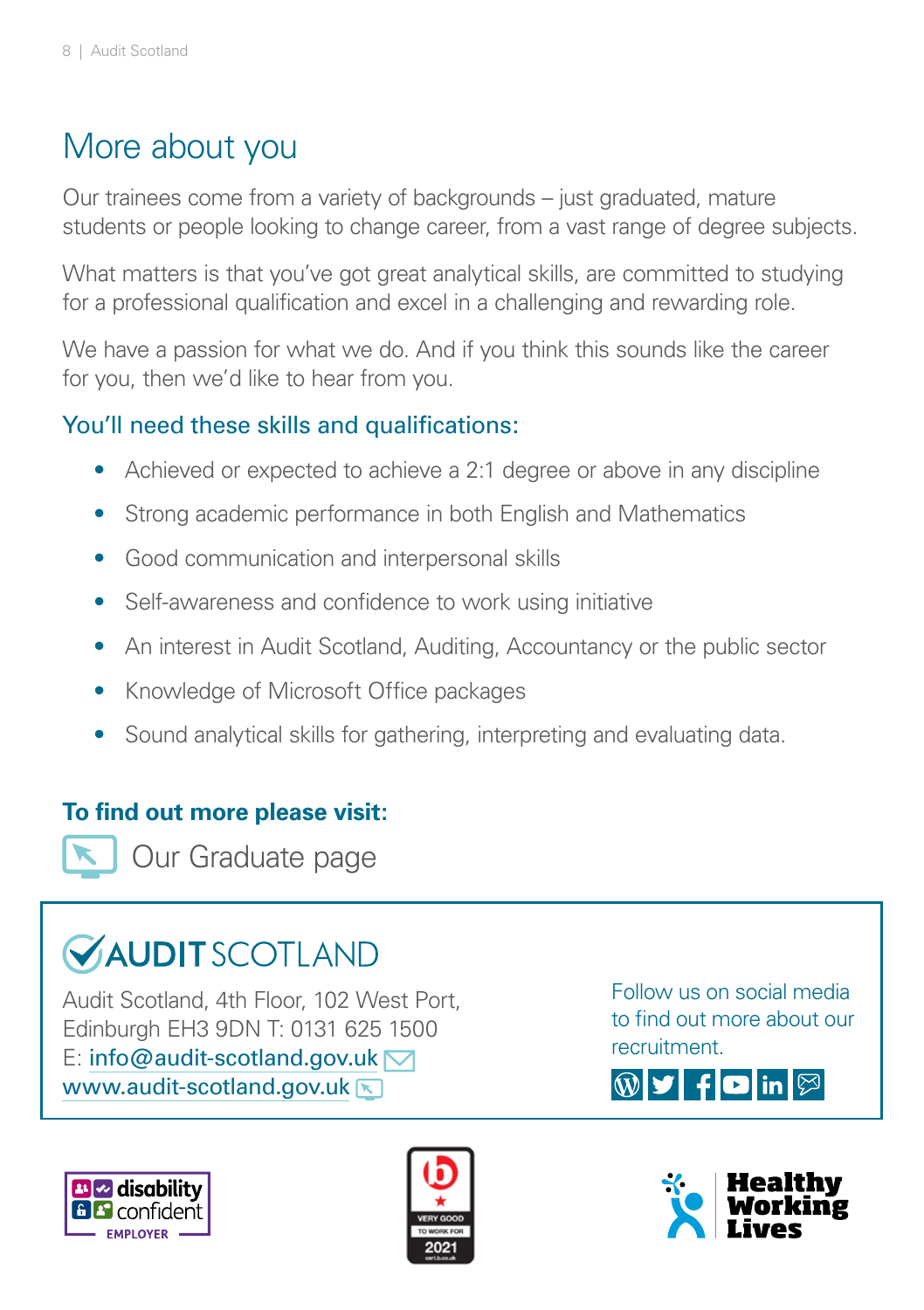# More about you

Our trainees come from a variety of backgrounds – just graduated, mature students or people looking to change career, from a vast range of degree subjects.

What matters is that you've got great analytical skills, are committed to studying for a professional qualification and excel in a challenging and rewarding role.

We have a passion for what we do. And if you think this sounds like the career for you, then we'd like to hear from you.

## You'll need these skills and qualifications:

- Achieved or expected to achieve a 2:1 degree or above in any discipline
- Strong academic performance in both English and Mathematics
- Good communication and interpersonal skills
- Self-awareness and confidence to work using initiative
- An interest in Audit Scotland, Auditing, Accountancy or the public sector
- Knowledge of Microsoft Office packages
- Sound analytical skills for gathering, interpreting and evaluating data.

**To find out more please visit:**

Our Graduate page

AUDIT SCOTLAND

Audit Scotland, 4th Floor, 102 West Port, Edinburgh EH3 9DN T: 0131 625 1500
E: info@audit-scotland.gov.uk
www.audit-scotland.gov.uk

Follow us on social media to find out more about our recruitment.

disability confident EMPLOYER

VERY GOOD TO WORK FOR 2021

Healthy Working Lives